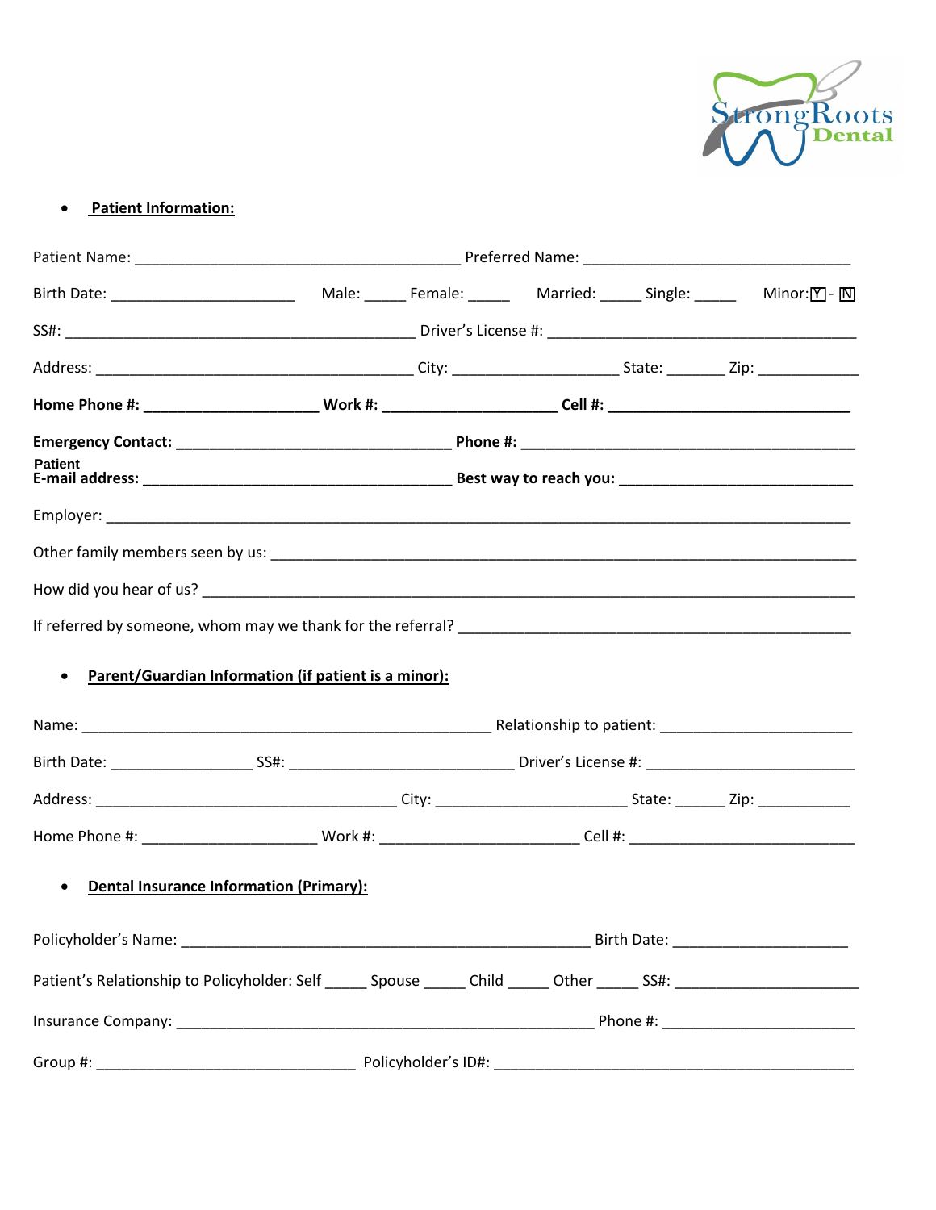StrongRoots Dental

- **Patient Information:**

Patient Name: ________________________________________ Preferred Name: ________________________________

Birth Date: ______________________ Male: _____ Female: _____ Married: _____ Single: _____ Minor: Y - N

SS#: __________________________________________ Driver's License #: _____________________________________

Address: _______________________________________ City: ____________________ State: _______ Zip: ____________

**Home Phone #: _____________________ Work #: _____________________ Cell #: _____________________________**

**Emergency Contact: _________________________________ Phone #: ________________________________________**

**Patient E-mail address: ______________________________________ Best way to reach you: ____________________________**

Employer: __________________________________________________________________________________________

Other family members seen by us: _______________________________________________________________________

How did you hear of us? _______________________________________________________________________________

If referred by someone, whom may we thank for the referral? _______________________________________________

- **Parent/Guardian Information (if patient is a minor):**

Name: __________________________________________________ Relationship to patient: _______________________

Birth Date: _________________ SS#: ___________________________ Driver's License #: _________________________

Address: _____________________________________ City: _______________________ State: ______ Zip: ___________

Home Phone #: _____________________ Work #: ________________________ Cell #: ____________________________

- **Dental Insurance Information (Primary):**

Policyholder's Name: __________________________________________________ Birth Date: _____________________

Patient's Relationship to Policyholder: Self _____ Spouse _____ Child _____ Other _____ SS#: ______________________

Insurance Company: __________________________________________________ Phone #: _______________________

Group #: _______________________________ Policyholder's ID#: ____________________________________________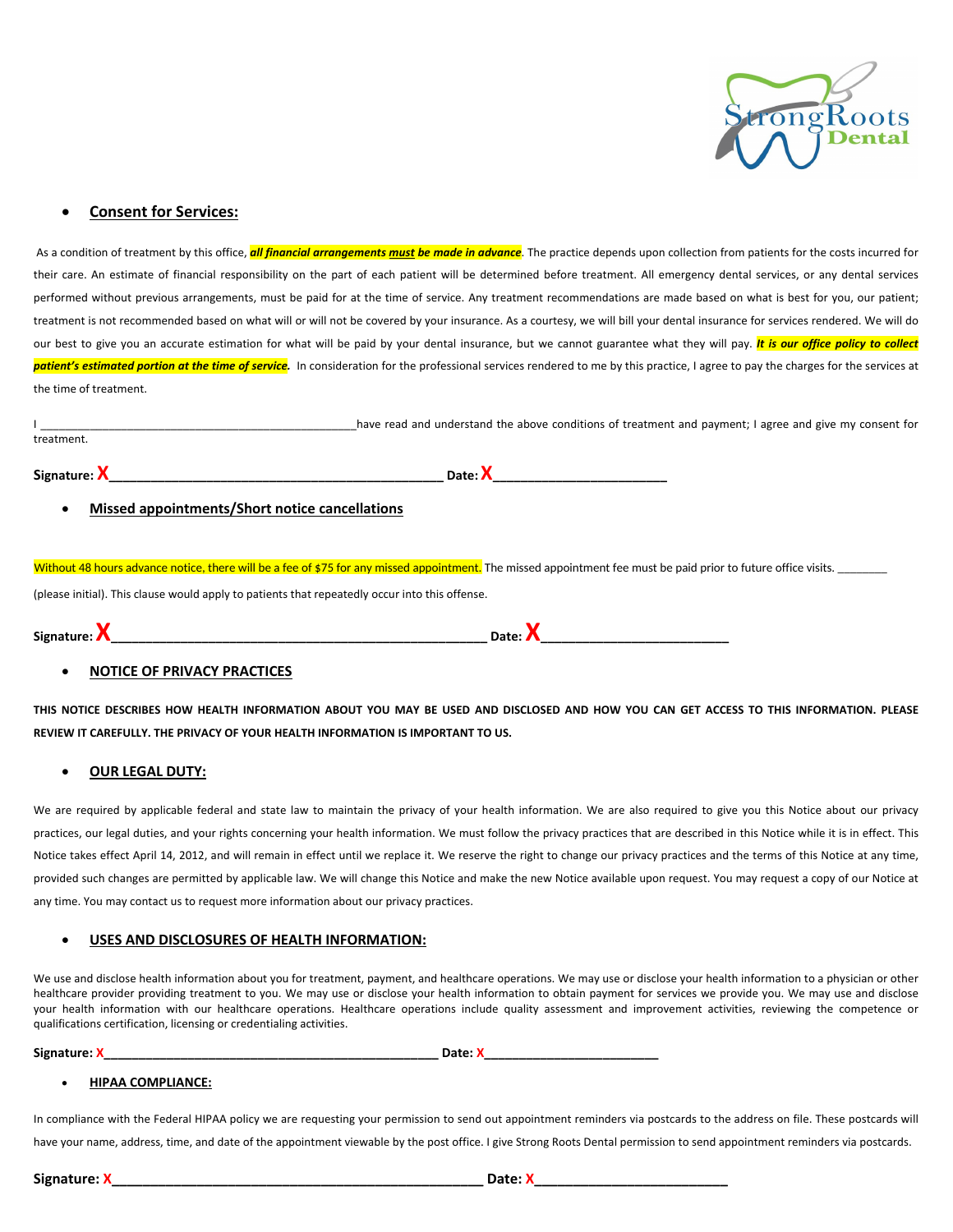StrongRoots Dental

- **Consent for Services:**

As a condition of treatment by this office, ***all financial arrangements must be made in advance***. The practice depends upon collection from patients for the costs incurred for their care. An estimate of financial responsibility on the part of each patient will be determined before treatment. All emergency dental services, or any dental services performed without previous arrangements, must be paid for at the time of service. Any treatment recommendations are made based on what is best for you, our patient; treatment is not recommended based on what will or will not be covered by your insurance. As a courtesy, we will bill your dental insurance for services rendered. We will do our best to give you an accurate estimation for what will be paid by your dental insurance, but we cannot guarantee what they will pay. ***It is our office policy to collect patient's estimated portion at the time of service.*** In consideration for the professional services rendered to me by this practice, I agree to pay the charges for the services at the time of treatment.

I \_\_\_\_\_\_\_\_\_\_\_\_\_\_\_\_\_\_\_\_\_\_\_\_\_\_\_\_\_\_\_\_\_\_\_\_\_\_\_\_\_\_\_\_\_\_ have read and understand the above conditions of treatment and payment; I agree and give my consent for treatment.

**Signature:** X\_\_\_\_\_\_\_\_\_\_\_\_\_\_\_\_\_\_\_\_\_\_\_\_\_\_\_\_\_\_\_\_\_\_\_\_\_\_\_\_\_\_\_ **Date:** X\_\_\_\_\_\_\_\_\_\_\_\_\_\_\_\_\_\_\_\_\_\_\_

- **Missed appointments/Short notice cancellations**

Without 48 hours advance notice, there will be a fee of $75 for any missed appointment. The missed appointment fee must be paid prior to future office visits. \_\_\_\_\_\_\_\_ (please initial). This clause would apply to patients that repeatedly occur into this offense.

**Signature:** X\_\_\_\_\_\_\_\_\_\_\_\_\_\_\_\_\_\_\_\_\_\_\_\_\_\_\_\_\_\_\_\_\_\_\_\_\_\_\_\_\_\_\_\_\_\_\_ **Date:** X\_\_\_\_\_\_\_\_\_\_\_\_\_\_\_\_\_\_\_\_\_\_\_\_

- **NOTICE OF PRIVACY PRACTICES**

**THIS NOTICE DESCRIBES HOW HEALTH INFORMATION ABOUT YOU MAY BE USED AND DISCLOSED AND HOW YOU CAN GET ACCESS TO THIS INFORMATION. PLEASE REVIEW IT CAREFULLY. THE PRIVACY OF YOUR HEALTH INFORMATION IS IMPORTANT TO US.**

- **OUR LEGAL DUTY:**

We are required by applicable federal and state law to maintain the privacy of your health information. We are also required to give you this Notice about our privacy practices, our legal duties, and your rights concerning your health information. We must follow the privacy practices that are described in this Notice while it is in effect. This Notice takes effect April 14, 2012, and will remain in effect until we replace it. We reserve the right to change our privacy practices and the terms of this Notice at any time, provided such changes are permitted by applicable law. We will change this Notice and make the new Notice available upon request. You may request a copy of our Notice at any time. You may contact us to request more information about our privacy practices.

- **USES AND DISCLOSURES OF HEALTH INFORMATION:**

We use and disclose health information about you for treatment, payment, and healthcare operations. We may use or disclose your health information to a physician or other healthcare provider providing treatment to you. We may use or disclose your health information to obtain payment for services we provide you. We may use and disclose your health information with our healthcare operations. Healthcare operations include quality assessment and improvement activities, reviewing the competence or qualifications certification, licensing or credentialing activities.

**Signature:** X\_\_\_\_\_\_\_\_\_\_\_\_\_\_\_\_\_\_\_\_\_\_\_\_\_\_\_\_\_\_\_\_\_\_\_\_\_\_\_\_\_\_\_\_\_ **Date:** X\_\_\_\_\_\_\_\_\_\_\_\_\_\_\_\_\_\_\_\_\_\_\_\_

- **HIPAA COMPLIANCE:**

In compliance with the Federal HIPAA policy we are requesting your permission to send out appointment reminders via postcards to the address on file. These postcards will have your name, address, time, and date of the appointment viewable by the post office. I give Strong Roots Dental permission to send appointment reminders via postcards.

**Signature:** X\_\_\_\_\_\_\_\_\_\_\_\_\_\_\_\_\_\_\_\_\_\_\_\_\_\_\_\_\_\_\_\_\_\_\_\_\_\_\_\_\_\_\_\_\_\_\_ **Date:** X\_\_\_\_\_\_\_\_\_\_\_\_\_\_\_\_\_\_\_\_\_\_\_\_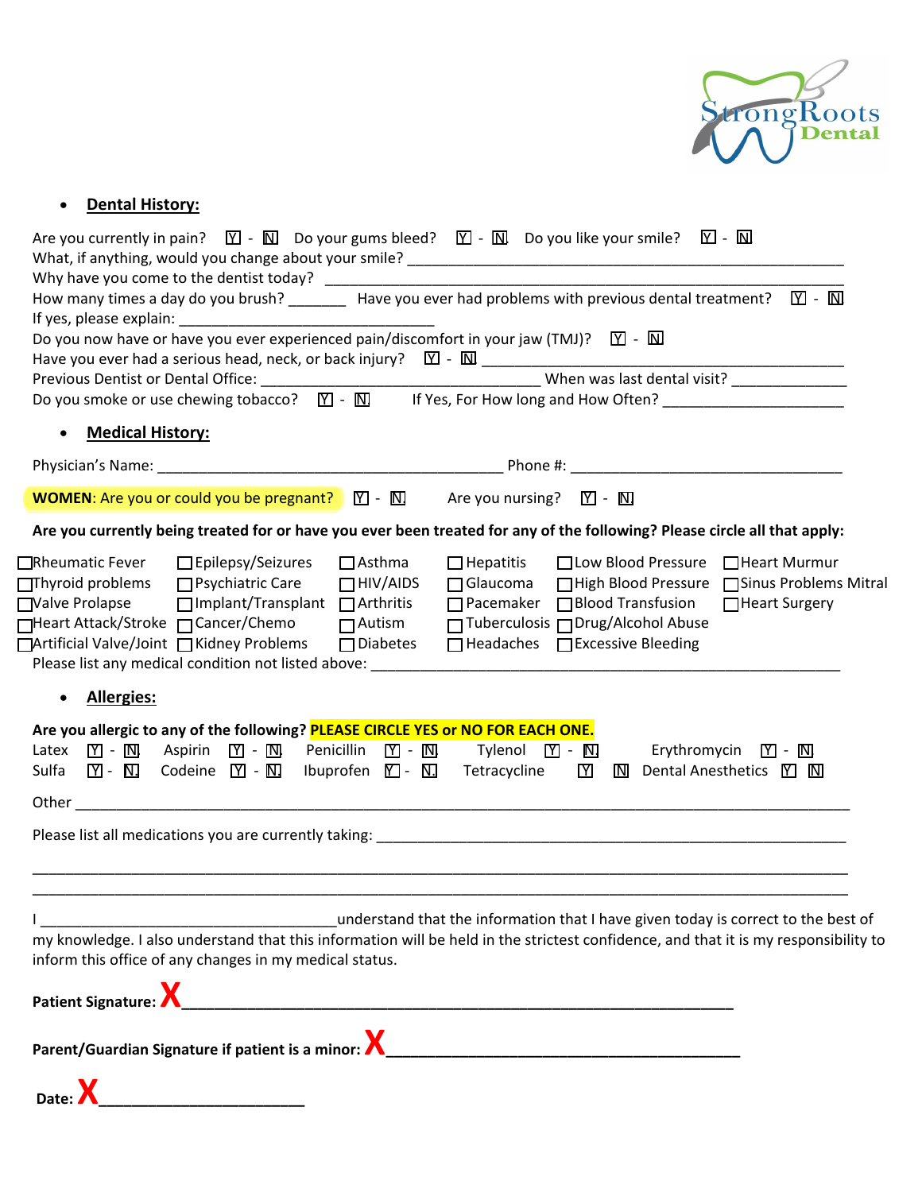- **Dental History:**

Are you currently in pain? Y - N  Do your gums bleed? Y - N  Do you like your smile? Y - N
What, if anything, would you change about your smile? ______________________________________________________
Why have you come to the dentist today? ______________________________________________________________
How many times a day do you brush? _______ Have you ever had problems with previous dental treatment? Y - N
If yes, please explain: ________________________________
Do you now have or have you ever experienced pain/discomfort in your jaw (TMJ)? Y - N
Have you ever had a serious head, neck, or back injury? Y - N ______________________________________________
Previous Dentist or Dental Office: ___________________________________ When was last dental visit? ______________
Do you smoke or use chewing tobacco? Y - N  If Yes, For How long and How Often? ______________________

- **Medical History:**

Physician's Name: ____________________________________________ Phone #: ___________________________________

**WOMEN**: Are you or could you be pregnant? Y - N  Are you nursing? Y - N

**Are you currently being treated for or have you ever been treated for any of the following? Please circle all that apply:**

| | | | | | |
|---|---|---|---|---|---|
| ☐Rheumatic Fever | ☐Epilepsy/Seizures | ☐Asthma | ☐Hepatitis | ☐Low Blood Pressure | ☐Heart Murmur |
| ☐Thyroid problems | ☐Psychiatric Care | ☐HIV/AIDS | ☐Glaucoma | ☐High Blood Pressure | ☐Sinus Problems Mitral |
| ☐Valve Prolapse | ☐Implant/Transplant | ☐Arthritis | ☐Pacemaker | ☐Blood Transfusion | ☐Heart Surgery |
| ☐Heart Attack/Stroke | ☐Cancer/Chemo | ☐Autism | ☐Tuberculosis | ☐Drug/Alcohol Abuse | |
| ☐Artificial Valve/Joint | ☐Kidney Problems | ☐Diabetes | ☐Headaches | ☐Excessive Bleeding | |

Please list any medical condition not listed above: ____________________________________________________________

- **Allergies:**

**Are you allergic to any of the following? PLEASE CIRCLE YES or NO FOR EACH ONE.**

| | | | | |
|---|---|---|---|---|
| Latex Y - N | Aspirin Y - N | Penicillin Y - N | Tylenol Y - N | Erythromycin Y - N |
| Sulfa Y - N | Codeine Y - N | Ibuprofen Y - N | Tetracycline Y N | Dental Anesthetics Y N |

Other ______________________________________________________________________________________________

Please list all medications you are currently taking: ____________________________________________________________

______________________________________________________________________________________________________
______________________________________________________________________________________________________

I ____________________________________understand that the information that I have given today is correct to the best of my knowledge. I also understand that this information will be held in the strictest confidence, and that it is my responsibility to inform this office of any changes in my medical status.

**Patient Signature:** X_____________________________________________________________

**Parent/Guardian Signature if patient is a minor:** X_________________________________________

**Date:** X_______________________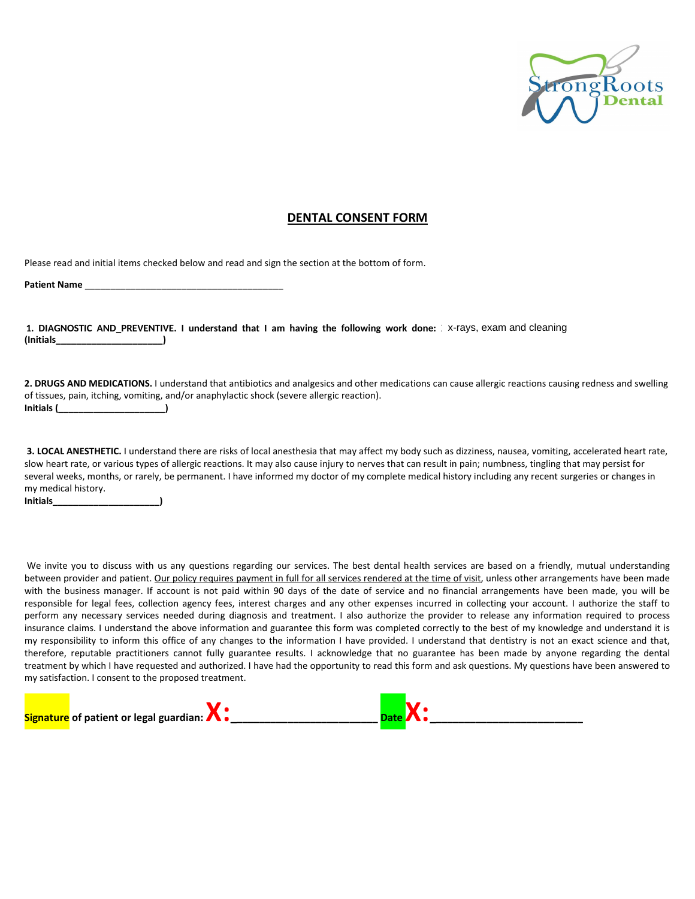## DENTAL CONSENT FORM

Please read and initial items checked below and read and sign the section at the bottom of form.

**Patient Name** ________________________________________

**1. DIAGNOSTIC AND_PREVENTIVE. I understand that I am having the following work done:** x-rays, exam and cleaning
**(Initials_____________________)**

**2. DRUGS AND MEDICATIONS.** I understand that antibiotics and analgesics and other medications can cause allergic reactions causing redness and swelling of tissues, pain, itching, vomiting, and/or anaphylactic shock (severe allergic reaction).
**Initials (_____________________)**

**3. LOCAL ANESTHETIC.** I understand there are risks of local anesthesia that may affect my body such as dizziness, nausea, vomiting, accelerated heart rate, slow heart rate, or various types of allergic reactions. It may also cause injury to nerves that can result in pain; numbness, tingling that may persist for several weeks, months, or rarely, be permanent. I have informed my doctor of my complete medical history including any recent surgeries or changes in my medical history.
**Initials_____________________)**

We invite you to discuss with us any questions regarding our services. The best dental health services are based on a friendly, mutual understanding between provider and patient. <u>Our policy requires payment in full for all services rendered at the time of visit</u>, unless other arrangements have been made with the business manager. If account is not paid within 90 days of the date of service and no financial arrangements have been made, you will be responsible for legal fees, collection agency fees, interest charges and any other expenses incurred in collecting your account. I authorize the staff to perform any necessary services needed during diagnosis and treatment. I also authorize the provider to release any information required to process insurance claims. I understand the above information and guarantee this form was completed correctly to the best of my knowledge and understand it is my responsibility to inform this office of any changes to the information I have provided. I understand that dentistry is not an exact science and that, therefore, reputable practitioners cannot fully guarantee results. I acknowledge that no guarantee has been made by anyone regarding the dental treatment by which I have requested and authorized. I have had the opportunity to read this form and ask questions. My questions have been answered to my satisfaction. I consent to the proposed treatment.

**Signature of patient or legal guardian: X:**______________________ **Date X:**________________________